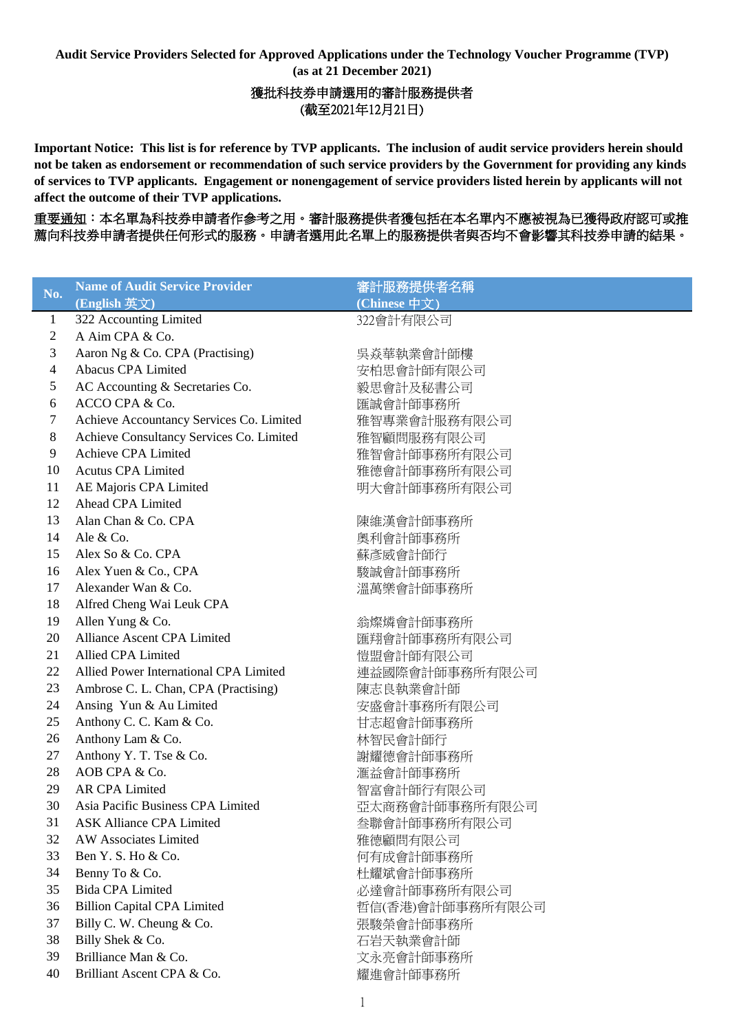**Audit Service Providers Selected for Approved Applications under the Technology Voucher Programme (TVP) (as at 21 December 2021)**

**獲批科技券申請選用的審計服務提供者 (截至2021年12月21日)**

**Important Notice: This list is for reference by TVP applicants. The inclusion of audit service providers herein should not be taken as endorsement or recommendation of such service providers by the Government for providing any kinds of services to TVP applicants. Engagement or nonengagement of service providers listed herein by applicants will not affect the outcome of their TVP applications.**

**重要通知：本名單為科技券申請者作參考之用。審計服務提供者獲包括在本名單內不應被視為已獲得政府認可或推薦向科技券申請者提供任何形式的服務。申請者選用此名單上的服務提供者與否均不會影響其科技券申請的結果。**

| No. | Name of Audit Service Provider (English 英文) | 審計服務提供者名稱 (Chinese 中文) |
|---|---|---|
| 1 | 322 Accounting Limited | 322會計有限公司 |
| 2 | A Aim CPA & Co. | |
| 3 | Aaron Ng & Co. CPA (Practising) | 吳焱華執業會計師樓 |
| 4 | Abacus CPA Limited | 安柏思會計師有限公司 |
| 5 | AC Accounting & Secretaries Co. | 毅思會計及秘書公司 |
| 6 | ACCO CPA & Co. | 匯誠會計師事務所 |
| 7 | Achieve Accountancy Services Co. Limited | 雅智專業會計服務有限公司 |
| 8 | Achieve Consultancy Services Co. Limited | 雅智顧問服務有限公司 |
| 9 | Achieve CPA Limited | 雅智會計師事務所有限公司 |
| 10 | Acutus CPA Limited | 雅德會計師事務所有限公司 |
| 11 | AE Majoris CPA Limited | 明大會計師事務所有限公司 |
| 12 | Ahead CPA Limited | |
| 13 | Alan Chan & Co. CPA | 陳維漢會計師事務所 |
| 14 | Ale & Co. | 奧利會計師事務所 |
| 15 | Alex So & Co. CPA | 蘇彥威會計師行 |
| 16 | Alex Yuen & Co., CPA | 駿誠會計師事務所 |
| 17 | Alexander Wan & Co. | 溫萬樂會計師事務所 |
| 18 | Alfred Cheng Wai Leuk CPA | |
| 19 | Allen Yung & Co. | 翁燦燐會計師事務所 |
| 20 | Alliance Ascent CPA Limited | 匯翔會計師事務所有限公司 |
| 21 | Allied CPA Limited | 愷盟會計師有限公司 |
| 22 | Allied Power International CPA Limited | 連益國際會計師事務所有限公司 |
| 23 | Ambrose C. L. Chan, CPA (Practising) | 陳志良執業會計師 |
| 24 | Ansing Yun & Au Limited | 安盛會計事務所有限公司 |
| 25 | Anthony C. C. Kam & Co. | 甘志超會計師事務所 |
| 26 | Anthony Lam & Co. | 林智民會計師行 |
| 27 | Anthony Y. T. Tse & Co. | 謝耀德會計師事務所 |
| 28 | AOB CPA & Co. | 滙益會計師事務所 |
| 29 | AR CPA Limited | 智富會計師行有限公司 |
| 30 | Asia Pacific Business CPA Limited | 亞太商務會計師事務所有限公司 |
| 31 | ASK Alliance CPA Limited | 叁聯會計師事務所有限公司 |
| 32 | AW Associates Limited | 雅德顧問有限公司 |
| 33 | Ben Y. S. Ho & Co. | 何有成會計師事務所 |
| 34 | Benny To & Co. | 杜耀斌會計師事務所 |
| 35 | Bida CPA Limited | 必達會計師事務所有限公司 |
| 36 | Billion Capital CPA Limited | 哲信(香港)會計師事務所有限公司 |
| 37 | Billy C. W. Cheung & Co. | 張駿榮會計師事務所 |
| 38 | Billy Shek & Co. | 石岩天執業會計師 |
| 39 | Brilliance Man & Co. | 文永亮會計師事務所 |
| 40 | Brilliant Ascent CPA & Co. | 耀進會計師事務所 |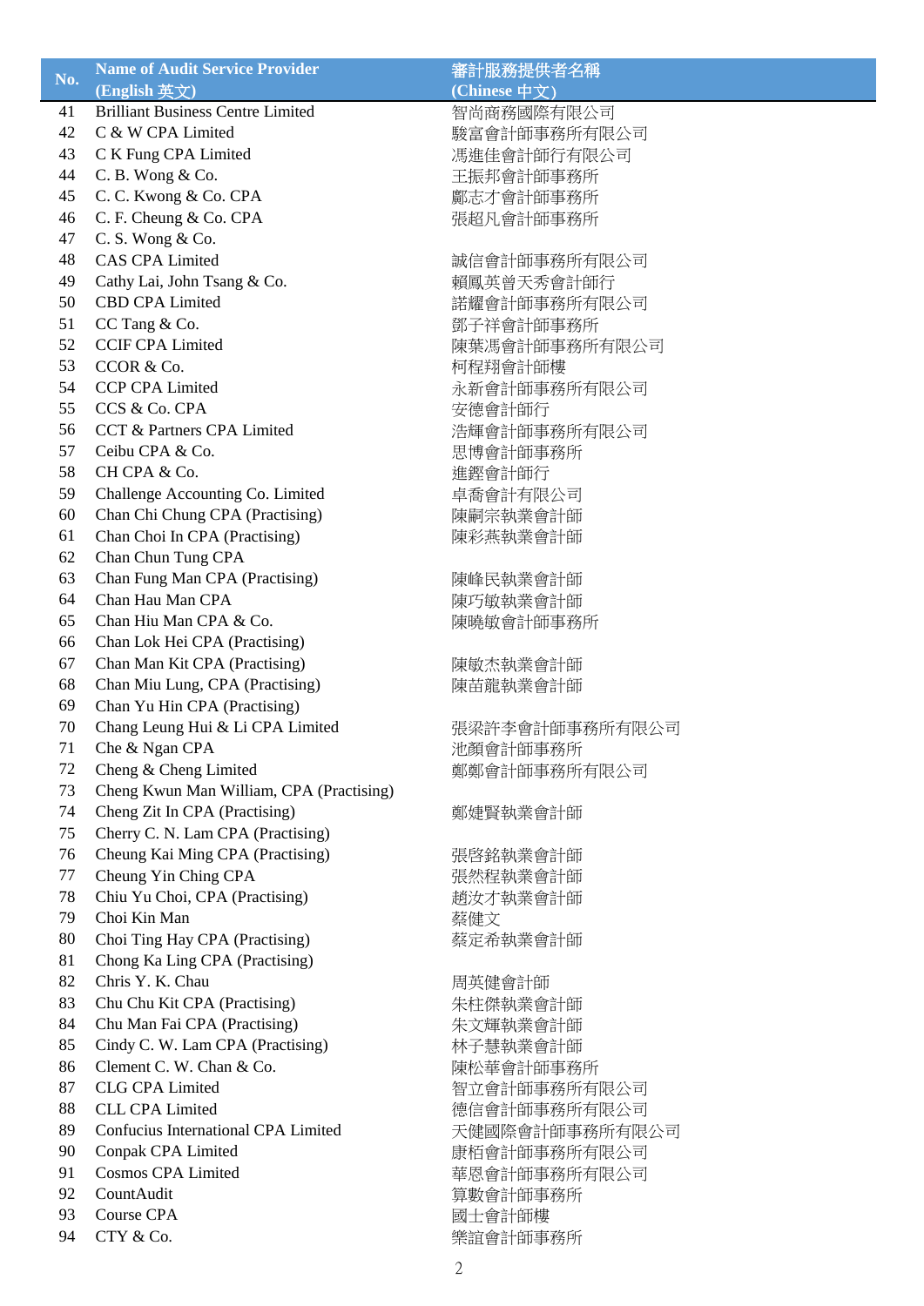| No. | Name of Audit Service Provider (English 英文) | 審計服務提供者名稱 (Chinese 中文) |
|---|---|---|
| 41 | Brilliant Business Centre Limited | 智尚商務國際有限公司 |
| 42 | C & W CPA Limited | 駿富會計師事務所有限公司 |
| 43 | C K Fung CPA Limited | 馮進佳會計師行有限公司 |
| 44 | C. B. Wong & Co. | 王振邦會計師事務所 |
| 45 | C. C. Kwong & Co. CPA | 鄺志才會計師事務所 |
| 46 | C. F. Cheung & Co. CPA | 張超凡會計師事務所 |
| 47 | C. S. Wong & Co. | |
| 48 | CAS CPA Limited | 誠信會計師事務所有限公司 |
| 49 | Cathy Lai, John Tsang & Co. | 賴鳳英曾天秀會計師行 |
| 50 | CBD CPA Limited | 諾耀會計師事務所有限公司 |
| 51 | CC Tang & Co. | 鄧子祥會計師事務所 |
| 52 | CCIF CPA Limited | 陳葉馮會計師事務所有限公司 |
| 53 | CCOR & Co. | 柯程翔會計師樓 |
| 54 | CCP CPA Limited | 永新會計師事務所有限公司 |
| 55 | CCS & Co. CPA | 安德會計師行 |
| 56 | CCT & Partners CPA Limited | 浩輝會計師事務所有限公司 |
| 57 | Ceibu CPA & Co. | 思博會計師事務所 |
| 58 | CH CPA & Co. | 進鏗會計師行 |
| 59 | Challenge Accounting Co. Limited | 卓喬會計有限公司 |
| 60 | Chan Chi Chung CPA (Practising) | 陳嗣宗執業會計師 |
| 61 | Chan Choi In CPA (Practising) | 陳彩燕執業會計師 |
| 62 | Chan Chun Tung CPA | |
| 63 | Chan Fung Man CPA (Practising) | 陳峰民執業會計師 |
| 64 | Chan Hau Man CPA | 陳巧敏執業會計師 |
| 65 | Chan Hiu Man CPA & Co. | 陳曉敏會計師事務所 |
| 66 | Chan Lok Hei CPA (Practising) | |
| 67 | Chan Man Kit CPA (Practising) | 陳敏杰執業會計師 |
| 68 | Chan Miu Lung, CPA (Practising) | 陳苗龍執業會計師 |
| 69 | Chan Yu Hin CPA (Practising) | |
| 70 | Chang Leung Hui & Li CPA Limited | 張梁許李會計師事務所有限公司 |
| 71 | Che & Ngan CPA | 池顏會計師事務所 |
| 72 | Cheng & Cheng Limited | 鄭鄭會計師事務所有限公司 |
| 73 | Cheng Kwun Man William, CPA (Practising) | |
| 74 | Cheng Zit In CPA (Practising) | 鄭婕賢執業會計師 |
| 75 | Cherry C. N. Lam CPA (Practising) | |
| 76 | Cheung Kai Ming CPA (Practising) | 張啓銘執業會計師 |
| 77 | Cheung Yin Ching CPA | 張然程執業會計師 |
| 78 | Chiu Yu Choi, CPA (Practising) | 趙汝才執業會計師 |
| 79 | Choi Kin Man | 蔡健文 |
| 80 | Choi Ting Hay CPA (Practising) | 蔡定希執業會計師 |
| 81 | Chong Ka Ling CPA (Practising) | |
| 82 | Chris Y. K. Chau | 周英健會計師 |
| 83 | Chu Chu Kit CPA (Practising) | 朱柱傑執業會計師 |
| 84 | Chu Man Fai CPA (Practising) | 朱文輝執業會計師 |
| 85 | Cindy C. W. Lam CPA (Practising) | 林子慧執業會計師 |
| 86 | Clement C. W. Chan & Co. | 陳松華會計師事務所 |
| 87 | CLG CPA Limited | 智立會計師事務所有限公司 |
| 88 | CLL CPA Limited | 德信會計師事務所有限公司 |
| 89 | Confucius International CPA Limited | 天健國際會計師事務所有限公司 |
| 90 | Conpak CPA Limited | 康栢會計師事務所有限公司 |
| 91 | Cosmos CPA Limited | 華恩會計師事務所有限公司 |
| 92 | CountAudit | 算數會計師事務所 |
| 93 | Course CPA | 國士會計師樓 |
| 94 | CTY & Co. | 樂誼會計師事務所 |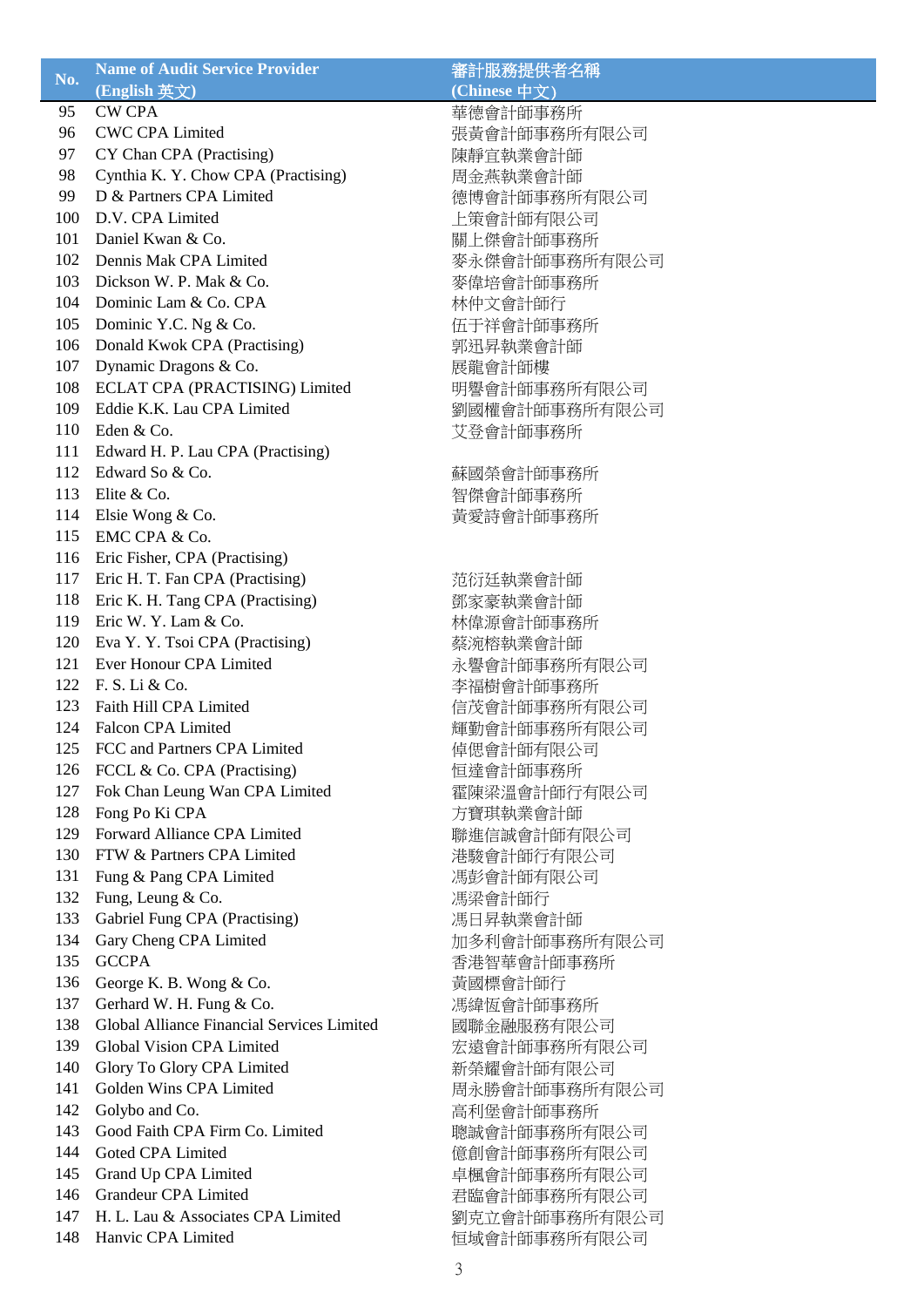| No. | Name of Audit Service Provider (English 英文) | 審計服務提供者名稱 (Chinese 中文) |
|---|---|---|
| 95 | CW CPA | 華德會計師事務所 |
| 96 | CWC CPA Limited | 張黃會計師事務所有限公司 |
| 97 | CY Chan CPA (Practising) | 陳靜宜執業會計師 |
| 98 | Cynthia K. Y. Chow CPA (Practising) | 周金燕執業會計師 |
| 99 | D & Partners CPA Limited | 德博會計師事務所有限公司 |
| 100 | D.V. CPA Limited | 上策會計師有限公司 |
| 101 | Daniel Kwan & Co. | 關上傑會計師事務所 |
| 102 | Dennis Mak CPA Limited | 麥永傑會計師事務所有限公司 |
| 103 | Dickson W. P. Mak & Co. | 麥偉培會計師事務所 |
| 104 | Dominic Lam & Co. CPA | 林仲文會計師行 |
| 105 | Dominic Y.C. Ng & Co. | 伍于祥會計師事務所 |
| 106 | Donald Kwok CPA (Practising) | 郭迅昇執業會計師 |
| 107 | Dynamic Dragons & Co. | 展龍會計師樓 |
| 108 | ECLAT CPA (PRACTISING) Limited | 明譽會計師事務所有限公司 |
| 109 | Eddie K.K. Lau CPA Limited | 劉國權會計師事務所有限公司 |
| 110 | Eden & Co. | 艾登會計師事務所 |
| 111 | Edward H. P. Lau CPA (Practising) | |
| 112 | Edward So & Co. | 蘇國榮會計師事務所 |
| 113 | Elite & Co. | 智傑會計師事務所 |
| 114 | Elsie Wong & Co. | 黃愛詩會計師事務所 |
| 115 | EMC CPA & Co. | |
| 116 | Eric Fisher, CPA (Practising) | |
| 117 | Eric H. T. Fan CPA (Practising) | 范衍廷執業會計師 |
| 118 | Eric K. H. Tang CPA (Practising) | 鄧家豪執業會計師 |
| 119 | Eric W. Y. Lam & Co. | 林偉源會計師事務所 |
| 120 | Eva Y. Y. Tsoi CPA (Practising) | 蔡浣榕執業會計師 |
| 121 | Ever Honour CPA Limited | 永譽會計師事務所有限公司 |
| 122 | F. S. Li & Co. | 李福樹會計師事務所 |
| 123 | Faith Hill CPA Limited | 信茂會計師事務所有限公司 |
| 124 | Falcon CPA Limited | 輝勤會計師事務所有限公司 |
| 125 | FCC and Partners CPA Limited | 倬偲會計師有限公司 |
| 126 | FCCL & Co. CPA (Practising) | 恒達會計師事務所 |
| 127 | Fok Chan Leung Wan CPA Limited | 霍陳梁溫會計師行有限公司 |
| 128 | Fong Po Ki CPA | 方寶琪執業會計師 |
| 129 | Forward Alliance CPA Limited | 聯進信誠會計師有限公司 |
| 130 | FTW & Partners CPA Limited | 港駿會計師行有限公司 |
| 131 | Fung & Pang CPA Limited | 馮彭會計師有限公司 |
| 132 | Fung, Leung & Co. | 馮梁會計師行 |
| 133 | Gabriel Fung CPA (Practising) | 馮日昇執業會計師 |
| 134 | Gary Cheng CPA Limited | 加多利會計師事務所有限公司 |
| 135 | GCCPA | 香港智華會計師事務所 |
| 136 | George K. B. Wong & Co. | 黃國標會計師行 |
| 137 | Gerhard W. H. Fung & Co. | 馮緯恆會計師事務所 |
| 138 | Global Alliance Financial Services Limited | 國聯金融服務有限公司 |
| 139 | Global Vision CPA Limited | 宏遠會計師事務所有限公司 |
| 140 | Glory To Glory CPA Limited | 新榮耀會計師有限公司 |
| 141 | Golden Wins CPA Limited | 周永勝會計師事務所有限公司 |
| 142 | Golybo and Co. | 高利堡會計師事務所 |
| 143 | Good Faith CPA Firm Co. Limited | 聰誠會計師事務所有限公司 |
| 144 | Goted CPA Limited | 億創會計師事務所有限公司 |
| 145 | Grand Up CPA Limited | 卓楓會計師事務所有限公司 |
| 146 | Grandeur CPA Limited | 君臨會計師事務所有限公司 |
| 147 | H. L. Lau & Associates CPA Limited | 劉克立會計師事務所有限公司 |
| 148 | Hanvic CPA Limited | 恒域會計師事務所有限公司 |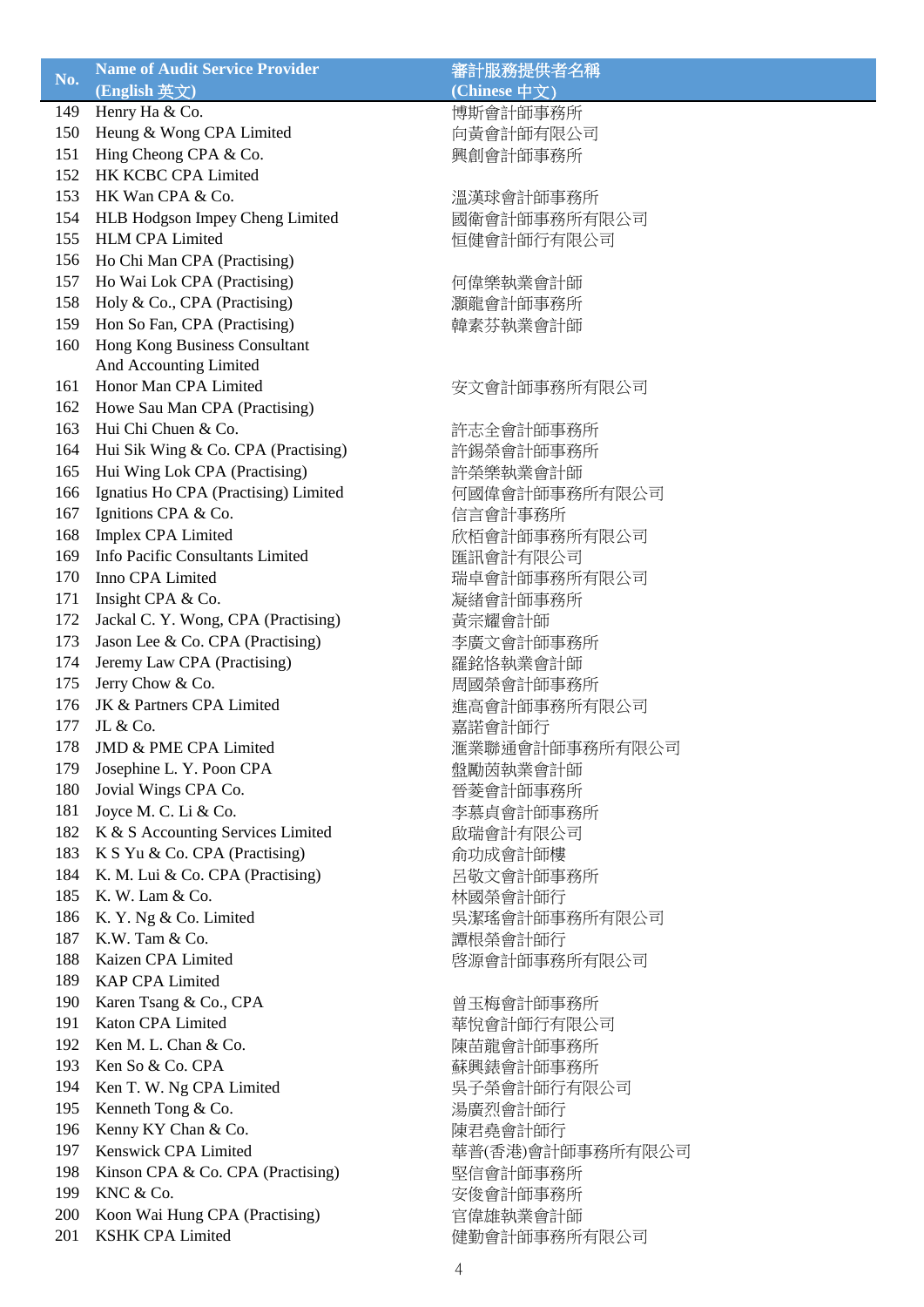| No. | Name of Audit Service Provider (English 英文) | 審計服務提供者名稱 (Chinese 中文) |
|---|---|---|
| 149 | Henry Ha & Co. | 博斯會計師事務所 |
| 150 | Heung & Wong CPA Limited | 向黃會計師有限公司 |
| 151 | Hing Cheong CPA & Co. | 興創會計師事務所 |
| 152 | HK KCBC CPA Limited | |
| 153 | HK Wan CPA & Co. | 溫漢球會計師事務所 |
| 154 | HLB Hodgson Impey Cheng Limited | 國衛會計師事務所有限公司 |
| 155 | HLM CPA Limited | 恒健會計師行有限公司 |
| 156 | Ho Chi Man CPA (Practising) | |
| 157 | Ho Wai Lok CPA (Practising) | 何偉樂執業會計師 |
| 158 | Holy & Co., CPA (Practising) | 灝龍會計師事務所 |
| 159 | Hon So Fan, CPA (Practising) | 韓素芬執業會計師 |
| 160 | Hong Kong Business Consultant And Accounting Limited | |
| 161 | Honor Man CPA Limited | 安文會計師事務所有限公司 |
| 162 | Howe Sau Man CPA (Practising) | |
| 163 | Hui Chi Chuen & Co. | 許志全會計師事務所 |
| 164 | Hui Sik Wing & Co. CPA (Practising) | 許錫榮會計師事務所 |
| 165 | Hui Wing Lok CPA (Practising) | 許榮樂執業會計師 |
| 166 | Ignatius Ho CPA (Practising) Limited | 何國偉會計師事務所有限公司 |
| 167 | Ignitions CPA & Co. | 信言會計事務所 |
| 168 | Implex CPA Limited | 欣栢會計師事務所有限公司 |
| 169 | Info Pacific Consultants Limited | 匯訊會計有限公司 |
| 170 | Inno CPA Limited | 瑞卓會計師事務所有限公司 |
| 171 | Insight CPA & Co. | 凝緒會計師事務所 |
| 172 | Jackal C. Y. Wong, CPA (Practising) | 黃宗耀會計師 |
| 173 | Jason Lee & Co. CPA (Practising) | 李廣文會計師事務所 |
| 174 | Jeremy Law CPA (Practising) | 羅銘恪執業會計師 |
| 175 | Jerry Chow & Co. | 周國榮會計師事務所 |
| 176 | JK & Partners CPA Limited | 進高會計師事務所有限公司 |
| 177 | JL & Co. | 嘉諾會計師行 |
| 178 | JMD & PME CPA Limited | 滙業聯通會計師事務所有限公司 |
| 179 | Josephine L. Y. Poon CPA | 盤勵茵執業會計師 |
| 180 | Jovial Wings CPA Co. | 晉菱會計師事務所 |
| 181 | Joyce M. C. Li & Co. | 李慕貞會計師事務所 |
| 182 | K & S Accounting Services Limited | 啟瑞會計有限公司 |
| 183 | K S Yu & Co. CPA (Practising) | 俞功成會計師樓 |
| 184 | K. M. Lui & Co. CPA (Practising) | 呂敬文會計師事務所 |
| 185 | K. W. Lam & Co. | 林國榮會計師行 |
| 186 | K. Y. Ng & Co. Limited | 吳潔瑤會計師事務所有限公司 |
| 187 | K.W. Tam & Co. | 譚根榮會計師行 |
| 188 | Kaizen CPA Limited | 啓源會計師事務所有限公司 |
| 189 | KAP CPA Limited | |
| 190 | Karen Tsang & Co., CPA | 曾玉梅會計師事務所 |
| 191 | Katon CPA Limited | 華悅會計師行有限公司 |
| 192 | Ken M. L. Chan & Co. | 陳苗龍會計師事務所 |
| 193 | Ken So & Co. CPA | 蘇興錶會計師事務所 |
| 194 | Ken T. W. Ng CPA Limited | 吳子榮會計師行有限公司 |
| 195 | Kenneth Tong & Co. | 湯廣烈會計師行 |
| 196 | Kenny KY Chan & Co. | 陳君堯會計師行 |
| 197 | Kenswick CPA Limited | 華普(香港)會計師事務所有限公司 |
| 198 | Kinson CPA & Co. CPA (Practising) | 堅信會計師事務所 |
| 199 | KNC & Co. | 安俊會計師事務所 |
| 200 | Koon Wai Hung CPA (Practising) | 官偉雄執業會計師 |
| 201 | KSHK CPA Limited | 健勤會計師事務所有限公司 |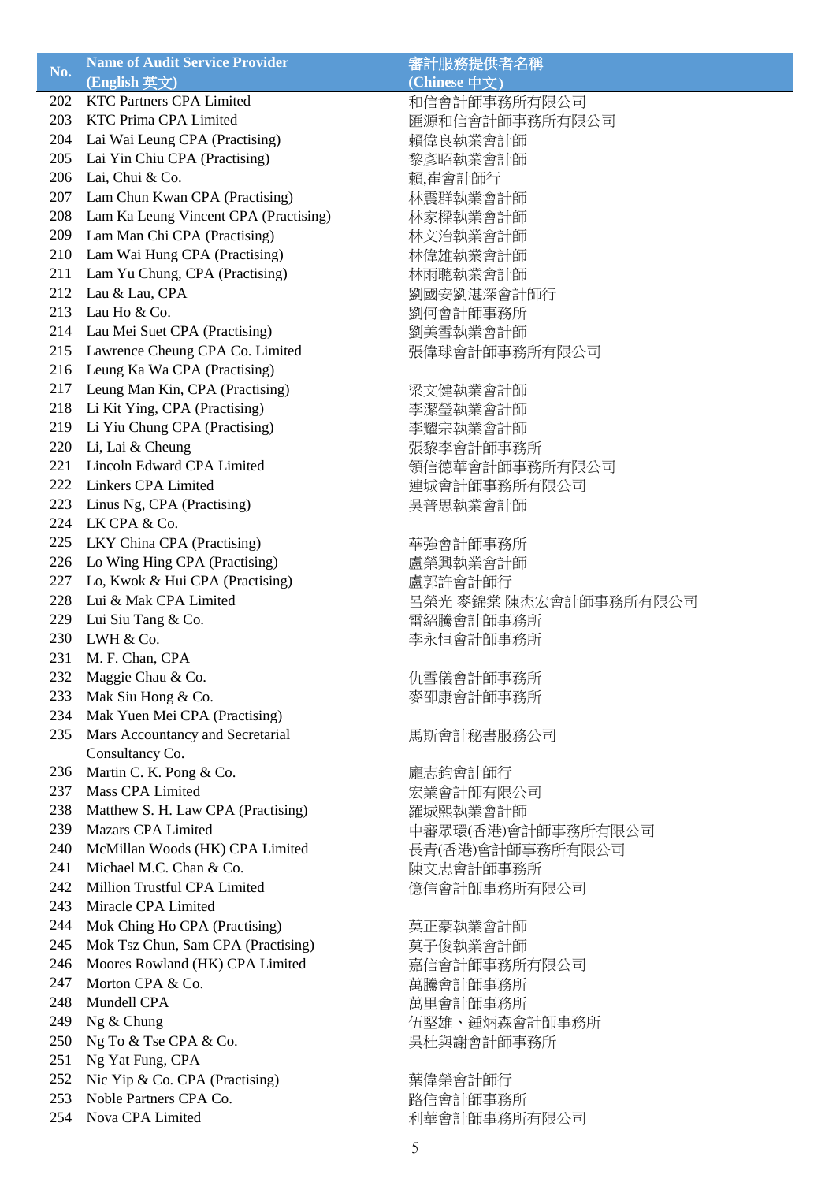| No. | Name of Audit Service Provider (English 英文) | 審計服務提供者名稱 (Chinese 中文) |
|---|---|---|
| 202 | KTC Partners CPA Limited | 和信會計師事務所有限公司 |
| 203 | KTC Prima CPA Limited | 匯源和信會計師事務所有限公司 |
| 204 | Lai Wai Leung CPA (Practising) | 賴偉良執業會計師 |
| 205 | Lai Yin Chiu CPA (Practising) | 黎彥昭執業會計師 |
| 206 | Lai, Chui & Co. | 賴,崔會計師行 |
| 207 | Lam Chun Kwan CPA (Practising) | 林震群執業會計師 |
| 208 | Lam Ka Leung Vincent CPA (Practising) | 林家樑執業會計師 |
| 209 | Lam Man Chi CPA (Practising) | 林文治執業會計師 |
| 210 | Lam Wai Hung CPA (Practising) | 林偉雄執業會計師 |
| 211 | Lam Yu Chung, CPA (Practising) | 林雨聰執業會計師 |
| 212 | Lau & Lau, CPA | 劉國安劉湛深會計師行 |
| 213 | Lau Ho & Co. | 劉何會計師事務所 |
| 214 | Lau Mei Suet CPA (Practising) | 劉美雪執業會計師 |
| 215 | Lawrence Cheung CPA Co. Limited | 張偉球會計師事務所有限公司 |
| 216 | Leung Ka Wa CPA (Practising) | |
| 217 | Leung Man Kin, CPA (Practising) | 梁文健執業會計師 |
| 218 | Li Kit Ying, CPA (Practising) | 李潔瑩執業會計師 |
| 219 | Li Yiu Chung CPA (Practising) | 李耀宗執業會計師 |
| 220 | Li, Lai & Cheung | 張黎李會計師事務所 |
| 221 | Lincoln Edward CPA Limited | 領信德華會計師事務所有限公司 |
| 222 | Linkers CPA Limited | 連城會計師事務所有限公司 |
| 223 | Linus Ng, CPA (Practising) | 吳普思執業會計師 |
| 224 | LK CPA & Co. | |
| 225 | LKY China CPA (Practising) | 華強會計師事務所 |
| 226 | Lo Wing Hing CPA (Practising) | 盧榮興執業會計師 |
| 227 | Lo, Kwok & Hui CPA (Practising) | 盧郭許會計師行 |
| 228 | Lui & Mak CPA Limited | 呂榮光 麥錦棠 陳杰宏會計師事務所有限公司 |
| 229 | Lui Siu Tang & Co. | 雷紹騰會計師事務所 |
| 230 | LWH & Co. | 李永恒會計師事務所 |
| 231 | M. F. Chan, CPA | |
| 232 | Maggie Chau & Co. | 仇雪儀會計師事務所 |
| 233 | Mak Siu Hong & Co. | 麥邵康會計師事務所 |
| 234 | Mak Yuen Mei CPA (Practising) | |
| 235 | Mars Accountancy and Secretarial Consultancy Co. | 馬斯會計秘書服務公司 |
| 236 | Martin C. K. Pong & Co. | 龐志鈞會計師行 |
| 237 | Mass CPA Limited | 宏業會計師有限公司 |
| 238 | Matthew S. H. Law CPA (Practising) | 羅城熙執業會計師 |
| 239 | Mazars CPA Limited | 中審眾環(香港)會計師事務所有限公司 |
| 240 | McMillan Woods (HK) CPA Limited | 長青(香港)會計師事務所有限公司 |
| 241 | Michael M.C. Chan & Co. | 陳文忠會計師事務所 |
| 242 | Million Trustful CPA Limited | 億信會計師事務所有限公司 |
| 243 | Miracle CPA Limited | |
| 244 | Mok Ching Ho CPA (Practising) | 莫正豪執業會計師 |
| 245 | Mok Tsz Chun, Sam CPA (Practising) | 莫子俊執業會計師 |
| 246 | Moores Rowland (HK) CPA Limited | 嘉信會計師事務所有限公司 |
| 247 | Morton CPA & Co. | 萬騰會計師事務所 |
| 248 | Mundell CPA | 萬里會計師事務所 |
| 249 | Ng & Chung | 伍堅雄、鍾炳森會計師事務所 |
| 250 | Ng To & Tse CPA & Co. | 吳杜與謝會計師事務所 |
| 251 | Ng Yat Fung, CPA | |
| 252 | Nic Yip & Co. CPA (Practising) | 葉偉榮會計師行 |
| 253 | Noble Partners CPA Co. | 路信會計師事務所 |
| 254 | Nova CPA Limited | 利華會計師事務所有限公司 |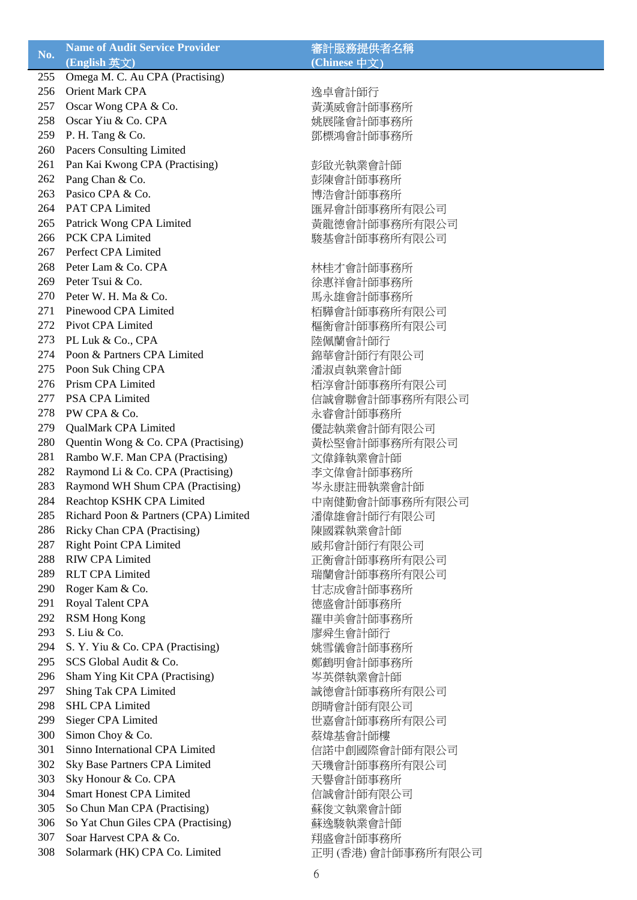| No. | Name of Audit Service Provider (English 英文) | 審計服務提供者名稱 (Chinese 中文) |
|---|---|---|
| 255 | Omega M. C. Au CPA (Practising) | |
| 256 | Orient Mark CPA | 逸卓會計師行 |
| 257 | Oscar Wong CPA & Co. | 黃漢威會計師事務所 |
| 258 | Oscar Yiu & Co. CPA | 姚展隆會計師事務所 |
| 259 | P. H. Tang & Co. | 鄧標鴻會計師事務所 |
| 260 | Pacers Consulting Limited | |
| 261 | Pan Kai Kwong CPA (Practising) | 彭啟光執業會計師 |
| 262 | Pang Chan & Co. | 彭陳會計師事務所 |
| 263 | Pasico CPA & Co. | 博浩會計師事務所 |
| 264 | PAT CPA Limited | 滙昇會計師事務所有限公司 |
| 265 | Patrick Wong CPA Limited | 黃龍德會計師事務所有限公司 |
| 266 | PCK CPA Limited | 駿基會計師事務所有限公司 |
| 267 | Perfect CPA Limited | |
| 268 | Peter Lam & Co. CPA | 林桂才會計師事務所 |
| 269 | Peter Tsui & Co. | 徐惠祥會計師事務所 |
| 270 | Peter W. H. Ma & Co. | 馬永雄會計師事務所 |
| 271 | Pinewood CPA Limited | 栢驊會計師事務所有限公司 |
| 272 | Pivot CPA Limited | 樞衡會計師事務所有限公司 |
| 273 | PL Luk & Co., CPA | 陸佩蘭會計師行 |
| 274 | Poon & Partners CPA Limited | 錦華會計師行有限公司 |
| 275 | Poon Suk Ching CPA | 潘淑貞執業會計師 |
| 276 | Prism CPA Limited | 栢淳會計師事務所有限公司 |
| 277 | PSA CPA Limited | 信誠會聯會計師事務所有限公司 |
| 278 | PW CPA & Co. | 永睿會計師事務所 |
| 279 | QualMark CPA Limited | 優誌執業會計師有限公司 |
| 280 | Quentin Wong & Co. CPA (Practising) | 黃松堅會計師事務所有限公司 |
| 281 | Rambo W.F. Man CPA (Practising) | 文偉鋒執業會計師 |
| 282 | Raymond Li & Co. CPA (Practising) | 李文偉會計師事務所 |
| 283 | Raymond WH Shum CPA (Practising) | 岑永康註冊執業會計師 |
| 284 | Reachtop KSHK CPA Limited | 中南健勤會計師事務所有限公司 |
| 285 | Richard Poon & Partners (CPA) Limited | 潘偉雄會計師行有限公司 |
| 286 | Ricky Chan CPA (Practising) | 陳國霖執業會計師 |
| 287 | Right Point CPA Limited | 威邦會計師行有限公司 |
| 288 | RIW CPA Limited | 正衡會計師事務所有限公司 |
| 289 | RLT CPA Limited | 瑞蘭會計師事務所有限公司 |
| 290 | Roger Kam & Co. | 甘志成會計師事務所 |
| 291 | Royal Talent CPA | 德盛會計師事務所 |
| 292 | RSM Hong Kong | 羅申美會計師事務所 |
| 293 | S. Liu & Co. | 廖舜生會計師行 |
| 294 | S. Y. Yiu & Co. CPA (Practising) | 姚雪儀會計師事務所 |
| 295 | SCS Global Audit & Co. | 鄭鶴明會計師事務所 |
| 296 | Sham Ying Kit CPA (Practising) | 岑英傑執業會計師 |
| 297 | Shing Tak CPA Limited | 誠德會計師事務所有限公司 |
| 298 | SHL CPA Limited | 朗晴會計師有限公司 |
| 299 | Sieger CPA Limited | 世嘉會計師事務所有限公司 |
| 300 | Simon Choy & Co. | 蔡煒基會計師樓 |
| 301 | Sinno International CPA Limited | 信諾中創國際會計師有限公司 |
| 302 | Sky Base Partners CPA Limited | 天璣會計師事務所有限公司 |
| 303 | Sky Honour & Co. CPA | 天譽會計師事務所 |
| 304 | Smart Honest CPA Limited | 信誠會計師有限公司 |
| 305 | So Chun Man CPA (Practising) | 蘇俊文執業會計師 |
| 306 | So Yat Chun Giles CPA (Practising) | 蘇逸駿執業會計師 |
| 307 | Soar Harvest CPA & Co. | 翔盛會計師事務所 |
| 308 | Solarmark (HK) CPA Co. Limited | 正明 (香港) 會計師事務所有限公司 |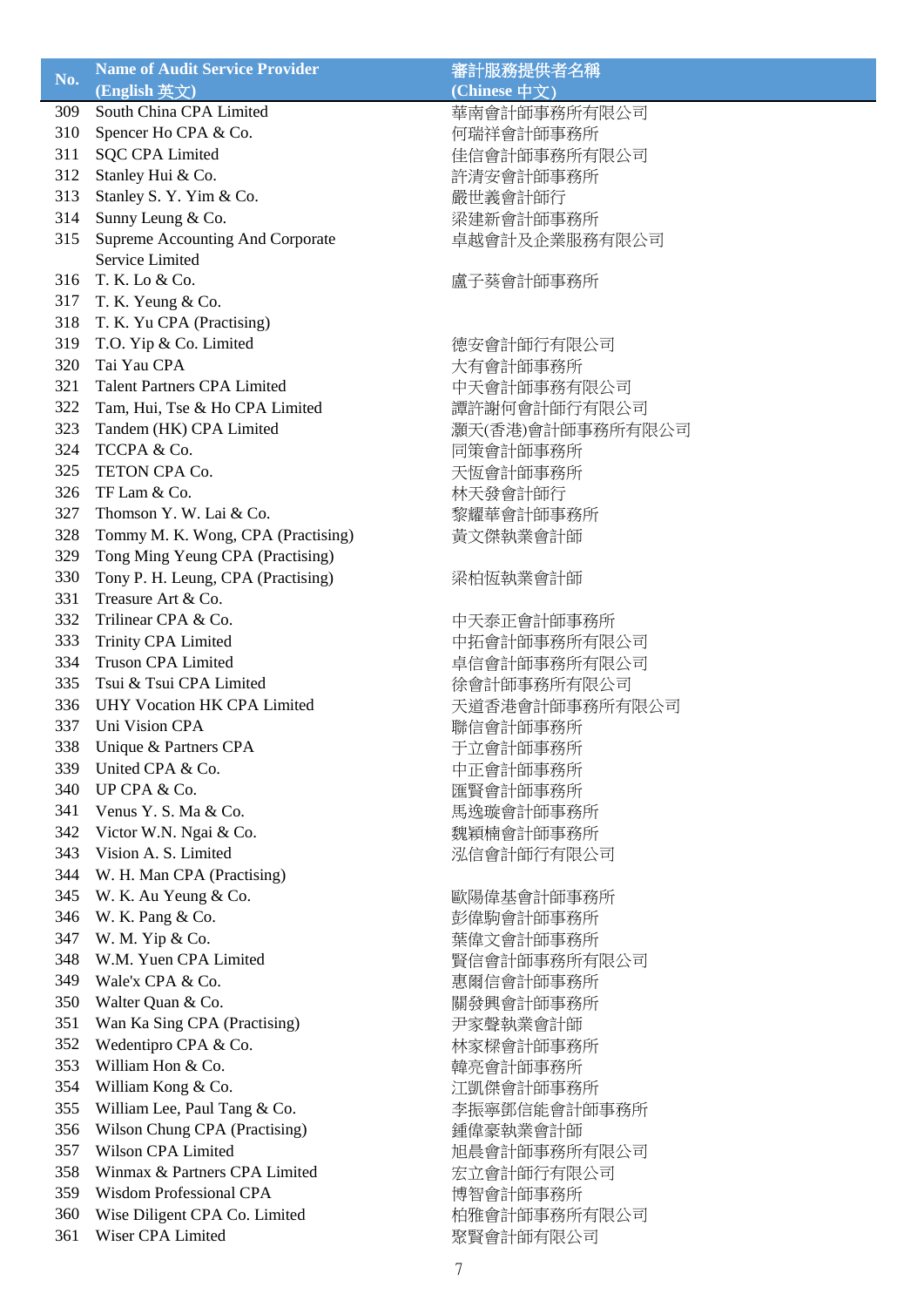| No. | Name of Audit Service Provider (English 英文) | 審計服務提供者名稱 (Chinese 中文) |
|---|---|---|
| 309 | South China CPA Limited | 華南會計師事務所有限公司 |
| 310 | Spencer Ho CPA & Co. | 何瑞祥會計師事務所 |
| 311 | SQC CPA Limited | 佳信會計師事務所有限公司 |
| 312 | Stanley Hui & Co. | 許清安會計師事務所 |
| 313 | Stanley S. Y. Yim & Co. | 嚴世義會計師行 |
| 314 | Sunny Leung & Co. | 梁建新會計師事務所 |
| 315 | Supreme Accounting And Corporate Service Limited | 卓越會計及企業服務有限公司 |
| 316 | T. K. Lo & Co. | 盧子葵會計師事務所 |
| 317 | T. K. Yeung & Co. | |
| 318 | T. K. Yu CPA (Practising) | |
| 319 | T.O. Yip & Co. Limited | 德安會計師行有限公司 |
| 320 | Tai Yau CPA | 大有會計師事務所 |
| 321 | Talent Partners CPA Limited | 中天會計師事務有限公司 |
| 322 | Tam, Hui, Tse & Ho CPA Limited | 譚許謝何會計師行有限公司 |
| 323 | Tandem (HK) CPA Limited | 灝天(香港)會計師事務所有限公司 |
| 324 | TCCPA & Co. | 同策會計師事務所 |
| 325 | TETON CPA Co. | 天恆會計師事務所 |
| 326 | TF Lam & Co. | 林天發會計師行 |
| 327 | Thomson Y. W. Lai & Co. | 黎耀華會計師事務所 |
| 328 | Tommy M. K. Wong, CPA (Practising) | 黃文傑執業會計師 |
| 329 | Tong Ming Yeung CPA (Practising) | |
| 330 | Tony P. H. Leung, CPA (Practising) | 梁柏恆執業會計師 |
| 331 | Treasure Art & Co. | |
| 332 | Trilinear CPA & Co. | 中天泰正會計師事務所 |
| 333 | Trinity CPA Limited | 中拓會計師事務所有限公司 |
| 334 | Truson CPA Limited | 卓信會計師事務所有限公司 |
| 335 | Tsui & Tsui CPA Limited | 徐會計師事務所有限公司 |
| 336 | UHY Vocation HK CPA Limited | 天道香港會計師事務所有限公司 |
| 337 | Uni Vision CPA | 聯信會計師事務所 |
| 338 | Unique & Partners CPA | 于立會計師事務所 |
| 339 | United CPA & Co. | 中正會計師事務所 |
| 340 | UP CPA & Co. | 匯賢會計師事務所 |
| 341 | Venus Y. S. Ma & Co. | 馬逸璇會計師事務所 |
| 342 | Victor W.N. Ngai & Co. | 魏穎楠會計師事務所 |
| 343 | Vision A. S. Limited | 泓信會計師行有限公司 |
| 344 | W. H. Man CPA (Practising) | |
| 345 | W. K. Au Yeung & Co. | 歐陽偉基會計師事務所 |
| 346 | W. K. Pang & Co. | 彭偉駒會計師事務所 |
| 347 | W. M. Yip & Co. | 葉偉文會計師事務所 |
| 348 | W.M. Yuen CPA Limited | 賢信會計師事務所有限公司 |
| 349 | Wale'x CPA & Co. | 惠爾信會計師事務所 |
| 350 | Walter Quan & Co. | 關發興會計師事務所 |
| 351 | Wan Ka Sing CPA (Practising) | 尹家聲執業會計師 |
| 352 | Wedentipro CPA & Co. | 林家樑會計師事務所 |
| 353 | William Hon & Co. | 韓亮會計師事務所 |
| 354 | William Kong & Co. | 江凱傑會計師事務所 |
| 355 | William Lee, Paul Tang & Co. | 李振寧鄧信能會計師事務所 |
| 356 | Wilson Chung CPA (Practising) | 鍾偉豪執業會計師 |
| 357 | Wilson CPA Limited | 旭晨會計師事務所有限公司 |
| 358 | Winmax & Partners CPA Limited | 宏立會計師行有限公司 |
| 359 | Wisdom Professional CPA | 博智會計師事務所 |
| 360 | Wise Diligent CPA Co. Limited | 柏雅會計師事務所有限公司 |
| 361 | Wiser CPA Limited | 聚賢會計師有限公司 |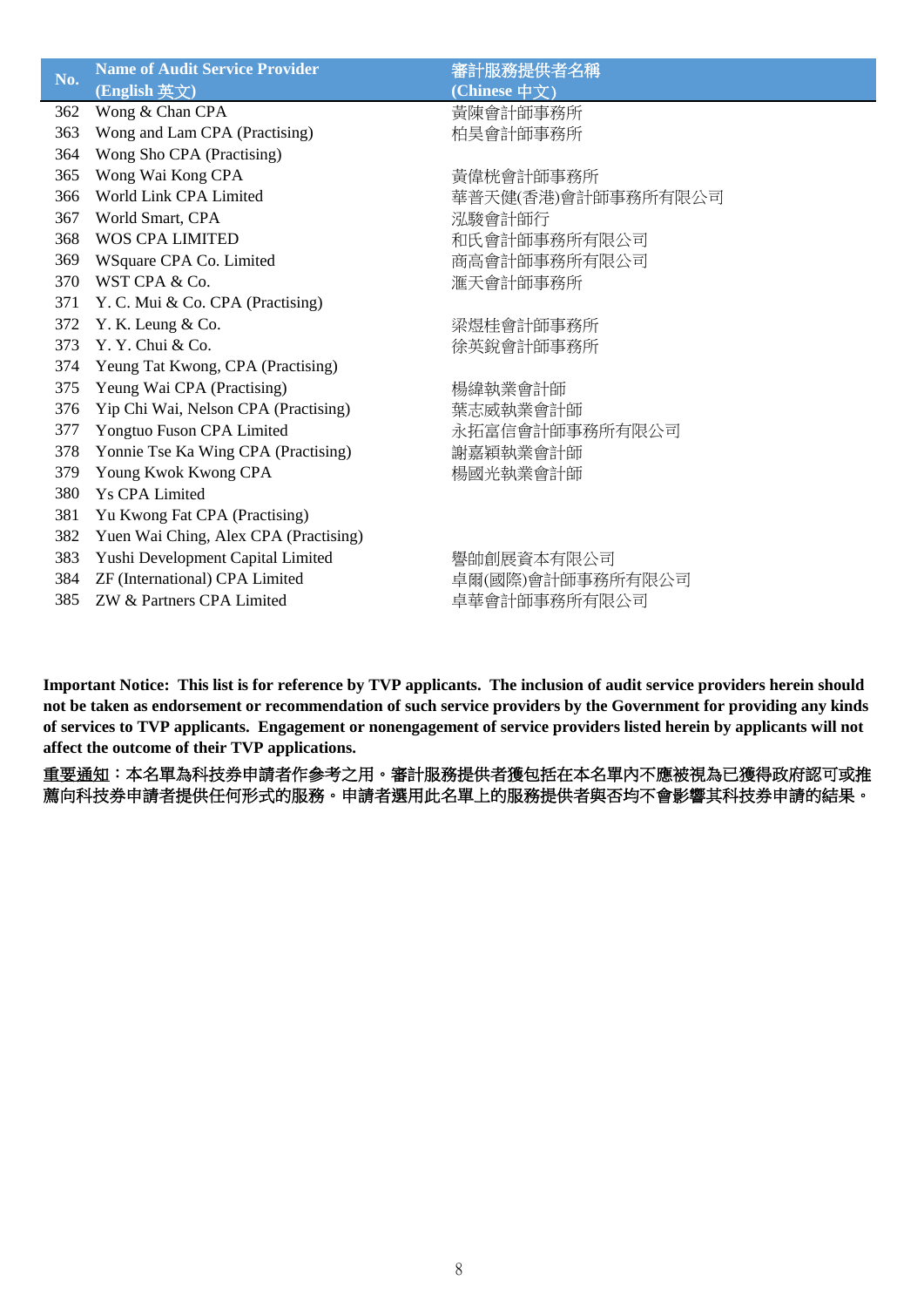| No. | Name of Audit Service Provider (English 英文) | 審計服務提供者名稱 (Chinese 中文) |
|---|---|---|
| 362 | Wong & Chan CPA | 黃陳會計師事務所 |
| 363 | Wong and Lam CPA (Practising) | 柏昊會計師事務所 |
| 364 | Wong Sho CPA (Practising) | |
| 365 | Wong Wai Kong CPA | 黃偉桄會計師事務所 |
| 366 | World Link CPA Limited | 華普天健(香港)會計師事務所有限公司 |
| 367 | World Smart, CPA | 泓駿會計師行 |
| 368 | WOS CPA LIMITED | 和氏會計師事務所有限公司 |
| 369 | WSquare CPA Co. Limited | 商高會計師事務所有限公司 |
| 370 | WST CPA & Co. | 滙天會計師事務所 |
| 371 | Y. C. Mui & Co. CPA (Practising) | |
| 372 | Y. K. Leung & Co. | 梁煜桂會計師事務所 |
| 373 | Y. Y. Chui & Co. | 徐英銳會計師事務所 |
| 374 | Yeung Tat Kwong, CPA (Practising) | |
| 375 | Yeung Wai CPA (Practising) | 楊緯執業會計師 |
| 376 | Yip Chi Wai, Nelson CPA (Practising) | 葉志威執業會計師 |
| 377 | Yongtuo Fuson CPA Limited | 永拓富信會計師事務所有限公司 |
| 378 | Yonnie Tse Ka Wing CPA (Practising) | 謝嘉穎執業會計師 |
| 379 | Young Kwok Kwong CPA | 楊國光執業會計師 |
| 380 | Ys CPA Limited | |
| 381 | Yu Kwong Fat CPA (Practising) | |
| 382 | Yuen Wai Ching, Alex CPA (Practising) | |
| 383 | Yushi Development Capital Limited | 譽帥創展資本有限公司 |
| 384 | ZF (International) CPA Limited | 卓爾(國際)會計師事務所有限公司 |
| 385 | ZW & Partners CPA Limited | 卓華會計師事務所有限公司 |

**Important Notice: This list is for reference by TVP applicants. The inclusion of audit service providers herein should not be taken as endorsement or recommendation of such service providers by the Government for providing any kinds of services to TVP applicants. Engagement or nonengagement of service providers listed herein by applicants will not affect the outcome of their TVP applications.**

**重要通知：本名單為科技券申請者作參考之用。審計服務提供者獲包括在本名單內不應被視為已獲得政府認可或推薦向科技券申請者提供任何形式的服務。申請者選用此名單上的服務提供者與否均不會影響其科技券申請的結果。**